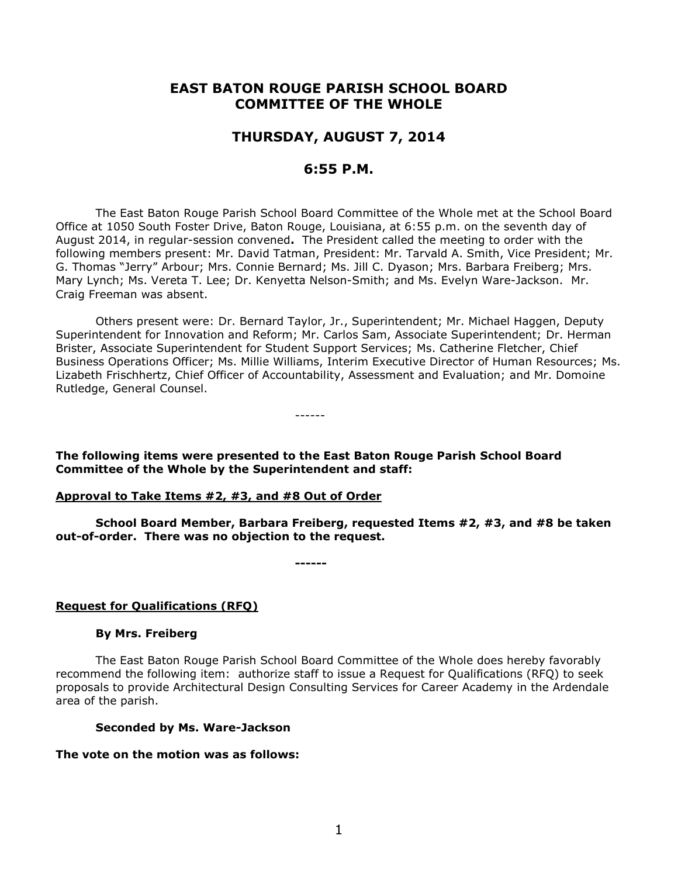# EAST BATON ROUGE PARISH SCHOOL BOARD COMMITTEE OF THE WHOLE

## THURSDAY, AUGUST 7, 2014

## 6:55 P.M.

The East Baton Rouge Parish School Board Committee of the Whole met at the School Board Office at 1050 South Foster Drive, Baton Rouge, Louisiana, at 6:55 p.m. on the seventh day of August 2014, in regular-session convened**.** The President called the meeting to order with the following members present: Mr. David Tatman, President: Mr. Tarvald A. Smith, Vice President; Mr. G. Thomas "Jerry" Arbour; Mrs. Connie Bernard; Ms. Jill C. Dyason; Mrs. Barbara Freiberg; Mrs. Mary Lynch; Ms. Vereta T. Lee; Dr. Kenyetta Nelson-Smith; and Ms. Evelyn Ware-Jackson. Mr. Craig Freeman was absent.

Others present were: Dr. Bernard Taylor, Jr., Superintendent; Mr. Michael Haggen, Deputy Superintendent for Innovation and Reform; Mr. Carlos Sam, Associate Superintendent; Dr. Herman Brister, Associate Superintendent for Student Support Services; Ms. Catherine Fletcher, Chief Business Operations Officer; Ms. Millie Williams, Interim Executive Director of Human Resources; Ms. Lizabeth Frischhertz, Chief Officer of Accountability, Assessment and Evaluation; and Mr. Domoine Rutledge, General Counsel.

------

**The following items were presented to the East Baton Rouge Parish School Board Committee of the Whole by the Superintendent and staff:**

**Approval to Take Items #2, #3, and #8 Out of Order**

**School Board Member, Barbara Freiberg, requested Items #2, #3, and #8 be taken out-of-order. There was no objection to the request.**

**------**

**Request for Qualifications (RFQ)**

**By Mrs. Freiberg**

The East Baton Rouge Parish School Board Committee of the Whole does hereby favorably recommend the following item: authorize staff to issue a Request for Qualifications (RFQ) to seek proposals to provide Architectural Design Consulting Services for Career Academy in the Ardendale area of the parish.

**Seconded by Ms. Ware-Jackson**

**The vote on the motion was as follows:**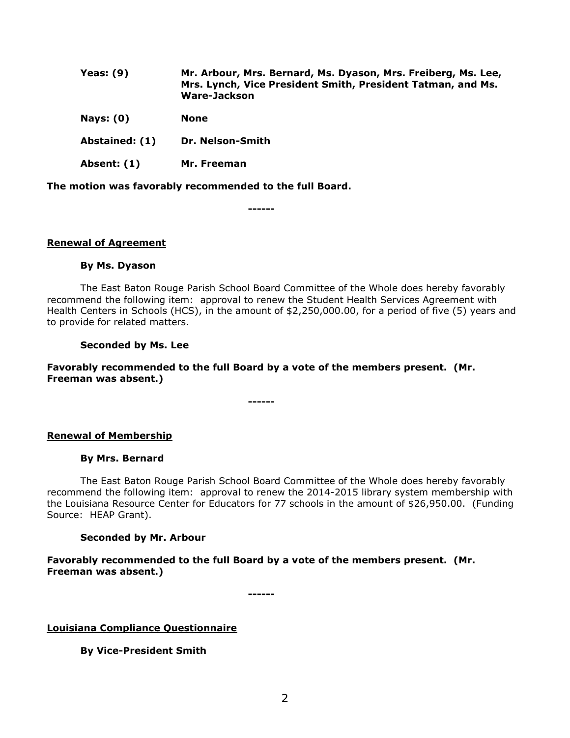| **Yeas: (9)** | **Mr. Arbour, Mrs. Bernard, Ms. Dyason, Mrs. Freiberg, Ms. Lee, Mrs. Lynch, Vice President Smith, President Tatman, and Ms. Ware-Jackson** |
|---|---|
| **Nays: (0)** | **None** |
| **Abstained: (1)** | **Dr. Nelson-Smith** |
| **Absent: (1)** | **Mr. Freeman** |

**The motion was favorably recommended to the full Board.**

**------**

**Renewal of Agreement**

**By Ms. Dyason**

The East Baton Rouge Parish School Board Committee of the Whole does hereby favorably recommend the following item: approval to renew the Student Health Services Agreement with Health Centers in Schools (HCS), in the amount of $2,250,000.00, for a period of five (5) years and to provide for related matters.

**Seconded by Ms. Lee**

**Favorably recommended to the full Board by a vote of the members present. (Mr. Freeman was absent.)**

**------**

**Renewal of Membership**

**By Mrs. Bernard**

The East Baton Rouge Parish School Board Committee of the Whole does hereby favorably recommend the following item: approval to renew the 2014-2015 library system membership with the Louisiana Resource Center for Educators for 77 schools in the amount of $26,950.00. (Funding Source: HEAP Grant).

**Seconded by Mr. Arbour**

**Favorably recommended to the full Board by a vote of the members present. (Mr. Freeman was absent.)**

**------**

**Louisiana Compliance Questionnaire**

**By Vice-President Smith**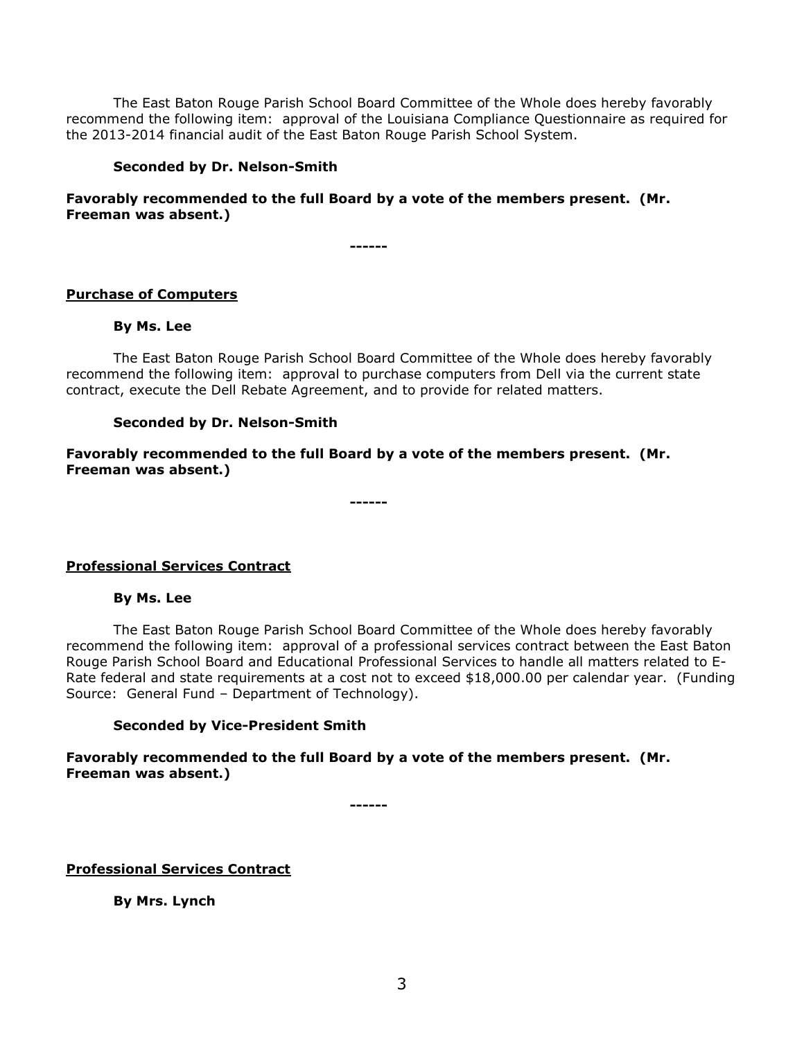The East Baton Rouge Parish School Board Committee of the Whole does hereby favorably recommend the following item: approval of the Louisiana Compliance Questionnaire as required for the 2013-2014 financial audit of the East Baton Rouge Parish School System.

**Seconded by Dr. Nelson-Smith**

**Favorably recommended to the full Board by a vote of the members present. (Mr. Freeman was absent.)**

**------**

**Purchase of Computers**

**By Ms. Lee**

The East Baton Rouge Parish School Board Committee of the Whole does hereby favorably recommend the following item: approval to purchase computers from Dell via the current state contract, execute the Dell Rebate Agreement, and to provide for related matters.

**Seconded by Dr. Nelson-Smith**

**Favorably recommended to the full Board by a vote of the members present. (Mr. Freeman was absent.)**

**------**

**Professional Services Contract**

**By Ms. Lee**

The East Baton Rouge Parish School Board Committee of the Whole does hereby favorably recommend the following item: approval of a professional services contract between the East Baton Rouge Parish School Board and Educational Professional Services to handle all matters related to E-Rate federal and state requirements at a cost not to exceed $18,000.00 per calendar year. (Funding Source: General Fund – Department of Technology).

**Seconded by Vice-President Smith**

**Favorably recommended to the full Board by a vote of the members present. (Mr. Freeman was absent.)**

**------**

**Professional Services Contract**

**By Mrs. Lynch**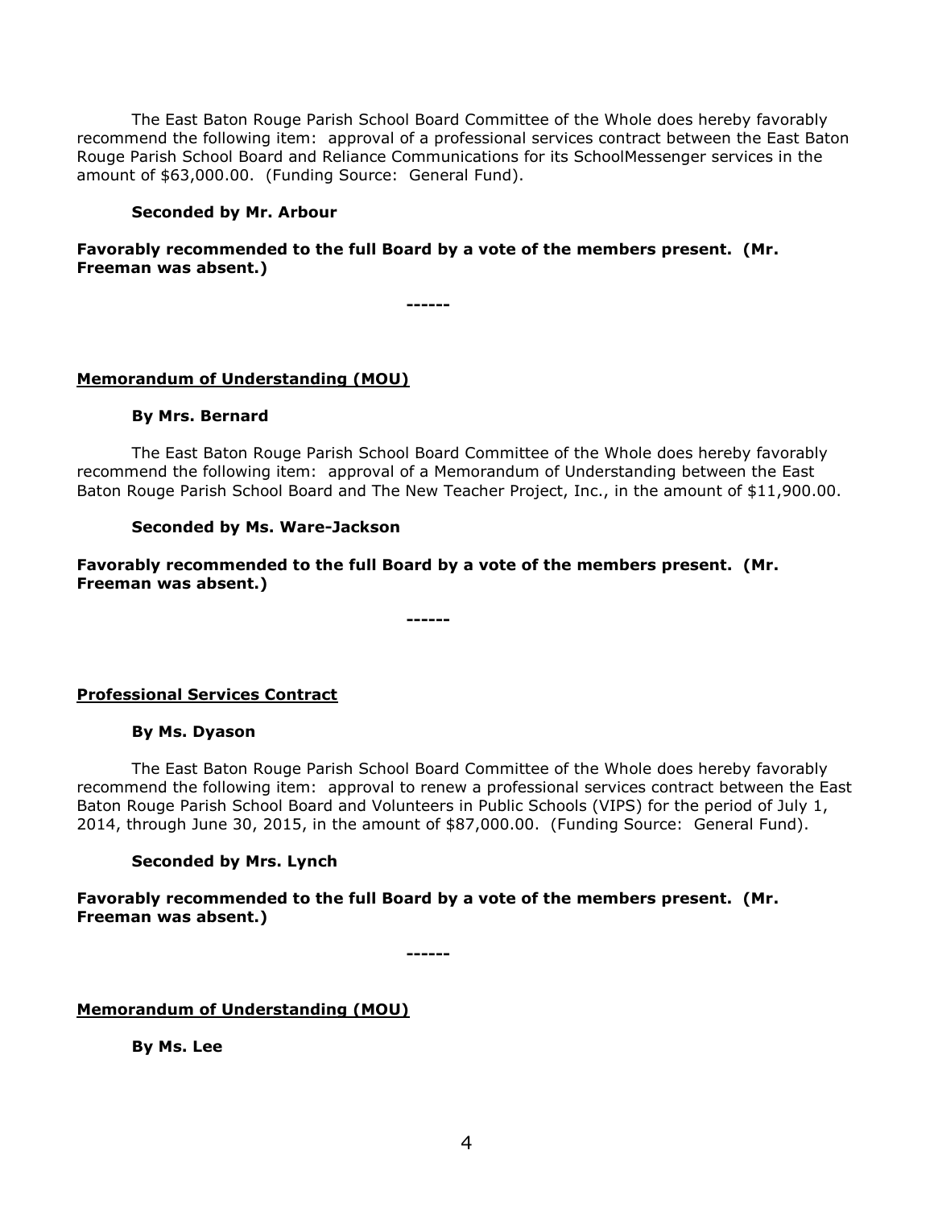The East Baton Rouge Parish School Board Committee of the Whole does hereby favorably recommend the following item: approval of a professional services contract between the East Baton Rouge Parish School Board and Reliance Communications for its SchoolMessenger services in the amount of $63,000.00. (Funding Source: General Fund).

**Seconded by Mr. Arbour**

**Favorably recommended to the full Board by a vote of the members present. (Mr. Freeman was absent.)**

**------**

**<u>Memorandum of Understanding (MOU)</u>**

**By Mrs. Bernard**

The East Baton Rouge Parish School Board Committee of the Whole does hereby favorably recommend the following item: approval of a Memorandum of Understanding between the East Baton Rouge Parish School Board and The New Teacher Project, Inc., in the amount of $11,900.00.

**Seconded by Ms. Ware-Jackson**

**Favorably recommended to the full Board by a vote of the members present. (Mr. Freeman was absent.)**

**------**

**<u>Professional Services Contract</u>**

**By Ms. Dyason**

The East Baton Rouge Parish School Board Committee of the Whole does hereby favorably recommend the following item: approval to renew a professional services contract between the East Baton Rouge Parish School Board and Volunteers in Public Schools (VIPS) for the period of July 1, 2014, through June 30, 2015, in the amount of $87,000.00. (Funding Source: General Fund).

**Seconded by Mrs. Lynch**

**Favorably recommended to the full Board by a vote of the members present. (Mr. Freeman was absent.)**

**------**

**<u>Memorandum of Understanding (MOU)</u>**

**By Ms. Lee**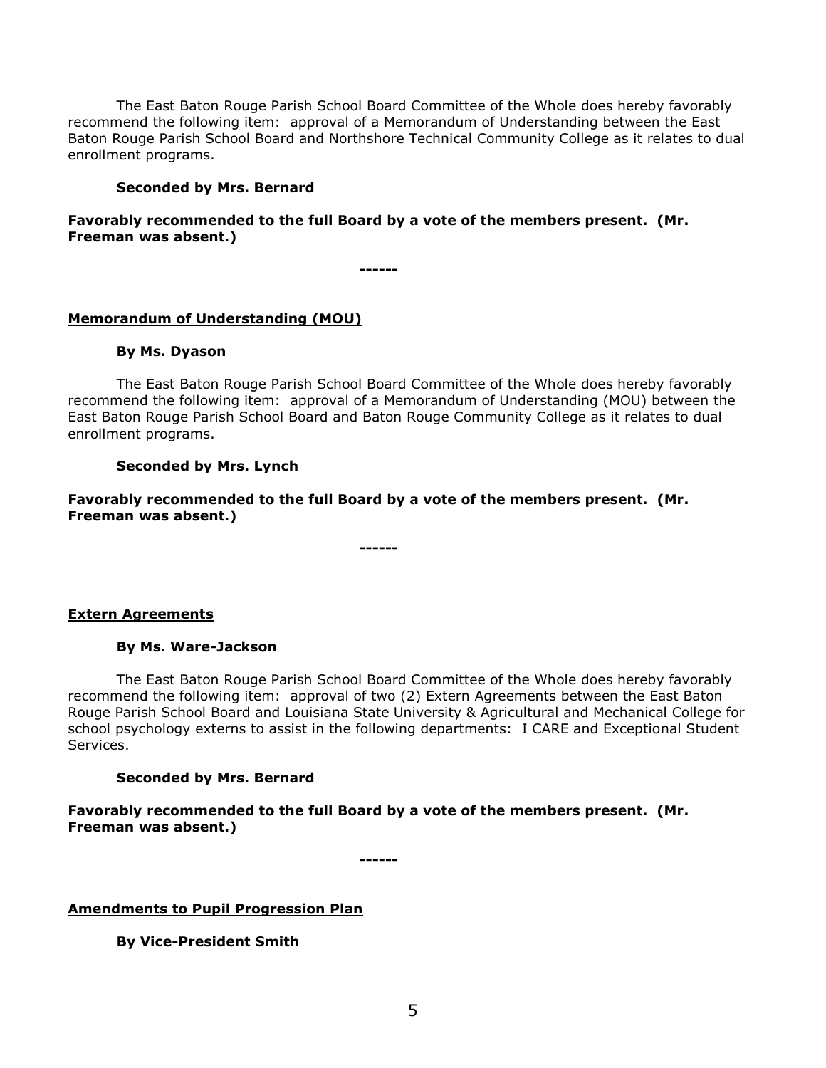The East Baton Rouge Parish School Board Committee of the Whole does hereby favorably recommend the following item: approval of a Memorandum of Understanding between the East Baton Rouge Parish School Board and Northshore Technical Community College as it relates to dual enrollment programs.

**Seconded by Mrs. Bernard**

**Favorably recommended to the full Board by a vote of the members present. (Mr. Freeman was absent.)**

**------**

**Memorandum of Understanding (MOU)**

**By Ms. Dyason**

The East Baton Rouge Parish School Board Committee of the Whole does hereby favorably recommend the following item: approval of a Memorandum of Understanding (MOU) between the East Baton Rouge Parish School Board and Baton Rouge Community College as it relates to dual enrollment programs.

**Seconded by Mrs. Lynch**

**Favorably recommended to the full Board by a vote of the members present. (Mr. Freeman was absent.)**

**------**

**Extern Agreements**

**By Ms. Ware-Jackson**

The East Baton Rouge Parish School Board Committee of the Whole does hereby favorably recommend the following item: approval of two (2) Extern Agreements between the East Baton Rouge Parish School Board and Louisiana State University & Agricultural and Mechanical College for school psychology externs to assist in the following departments: I CARE and Exceptional Student Services.

**Seconded by Mrs. Bernard**

**Favorably recommended to the full Board by a vote of the members present. (Mr. Freeman was absent.)**

**------**

**Amendments to Pupil Progression Plan**

**By Vice-President Smith**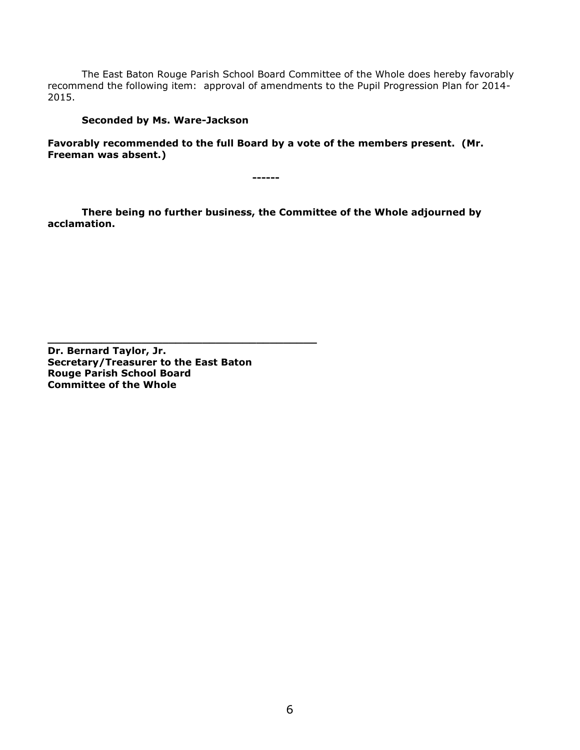The East Baton Rouge Parish School Board Committee of the Whole does hereby favorably recommend the following item: approval of amendments to the Pupil Progression Plan for 2014-2015.

**Seconded by Ms. Ware-Jackson**

**Favorably recommended to the full Board by a vote of the members present. (Mr. Freeman was absent.)**

**------**

**There being no further business, the Committee of the Whole adjourned by acclamation.**

\_\_\_\_\_\_\_\_\_\_\_\_\_\_\_\_\_\_\_\_\_\_\_\_\_\_\_\_\_\_\_\_\_\_\_\_\_\_\_\_

**Dr. Bernard Taylor, Jr.**
**Secretary/Treasurer to the East Baton Rouge Parish School Board Committee of the Whole**